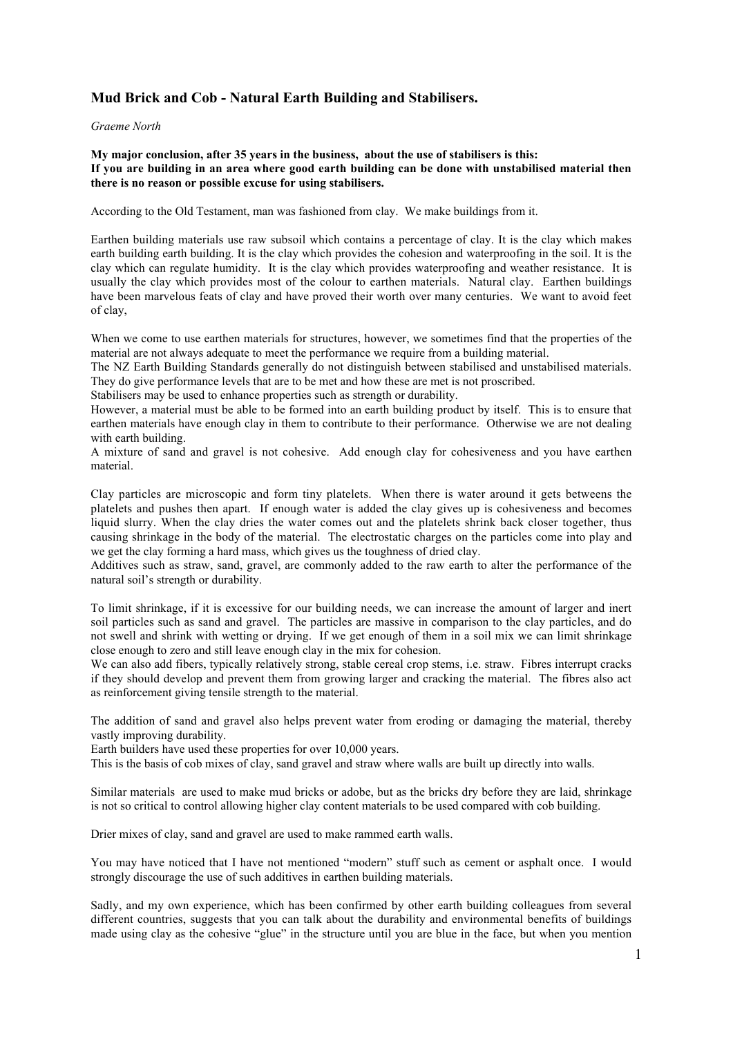# Mud Brick and Cob - Natural Earth Building and Stabilisers.

*Graeme North*

**My major conclusion, after 35 years in the business, about the use of stabilisers is this:**
**If you are building in an area where good earth building can be done with unstabilised material then there is no reason or possible excuse for using stabilisers.**

According to the Old Testament, man was fashioned from clay. We make buildings from it.

Earthen building materials use raw subsoil which contains a percentage of clay. It is the clay which makes earth building earth building. It is the clay which provides the cohesion and waterproofing in the soil. It is the clay which can regulate humidity. It is the clay which provides waterproofing and weather resistance. It is usually the clay which provides most of the colour to earthen materials. Natural clay. Earthen buildings have been marvelous feats of clay and have proved their worth over many centuries. We want to avoid feet of clay,

When we come to use earthen materials for structures, however, we sometimes find that the properties of the material are not always adequate to meet the performance we require from a building material.
The NZ Earth Building Standards generally do not distinguish between stabilised and unstabilised materials. They do give performance levels that are to be met and how these are met is not proscribed.
Stabilisers may be used to enhance properties such as strength or durability.
However, a material must be able to be formed into an earth building product by itself. This is to ensure that earthen materials have enough clay in them to contribute to their performance. Otherwise we are not dealing with earth building.
A mixture of sand and gravel is not cohesive. Add enough clay for cohesiveness and you have earthen material.

Clay particles are microscopic and form tiny platelets. When there is water around it gets betweens the platelets and pushes then apart. If enough water is added the clay gives up is cohesiveness and becomes liquid slurry. When the clay dries the water comes out and the platelets shrink back closer together, thus causing shrinkage in the body of the material. The electrostatic charges on the particles come into play and we get the clay forming a hard mass, which gives us the toughness of dried clay.
Additives such as straw, sand, gravel, are commonly added to the raw earth to alter the performance of the natural soil's strength or durability.

To limit shrinkage, if it is excessive for our building needs, we can increase the amount of larger and inert soil particles such as sand and gravel. The particles are massive in comparison to the clay particles, and do not swell and shrink with wetting or drying. If we get enough of them in a soil mix we can limit shrinkage close enough to zero and still leave enough clay in the mix for cohesion.
We can also add fibers, typically relatively strong, stable cereal crop stems, i.e. straw. Fibres interrupt cracks if they should develop and prevent them from growing larger and cracking the material. The fibres also act as reinforcement giving tensile strength to the material.

The addition of sand and gravel also helps prevent water from eroding or damaging the material, thereby vastly improving durability.
Earth builders have used these properties for over 10,000 years.
This is the basis of cob mixes of clay, sand gravel and straw where walls are built up directly into walls.

Similar materials are used to make mud bricks or adobe, but as the bricks dry before they are laid, shrinkage is not so critical to control allowing higher clay content materials to be used compared with cob building.

Drier mixes of clay, sand and gravel are used to make rammed earth walls.

You may have noticed that I have not mentioned "modern" stuff such as cement or asphalt once. I would strongly discourage the use of such additives in earthen building materials.

Sadly, and my own experience, which has been confirmed by other earth building colleagues from several different countries, suggests that you can talk about the durability and environmental benefits of buildings made using clay as the cohesive "glue" in the structure until you are blue in the face, but when you mention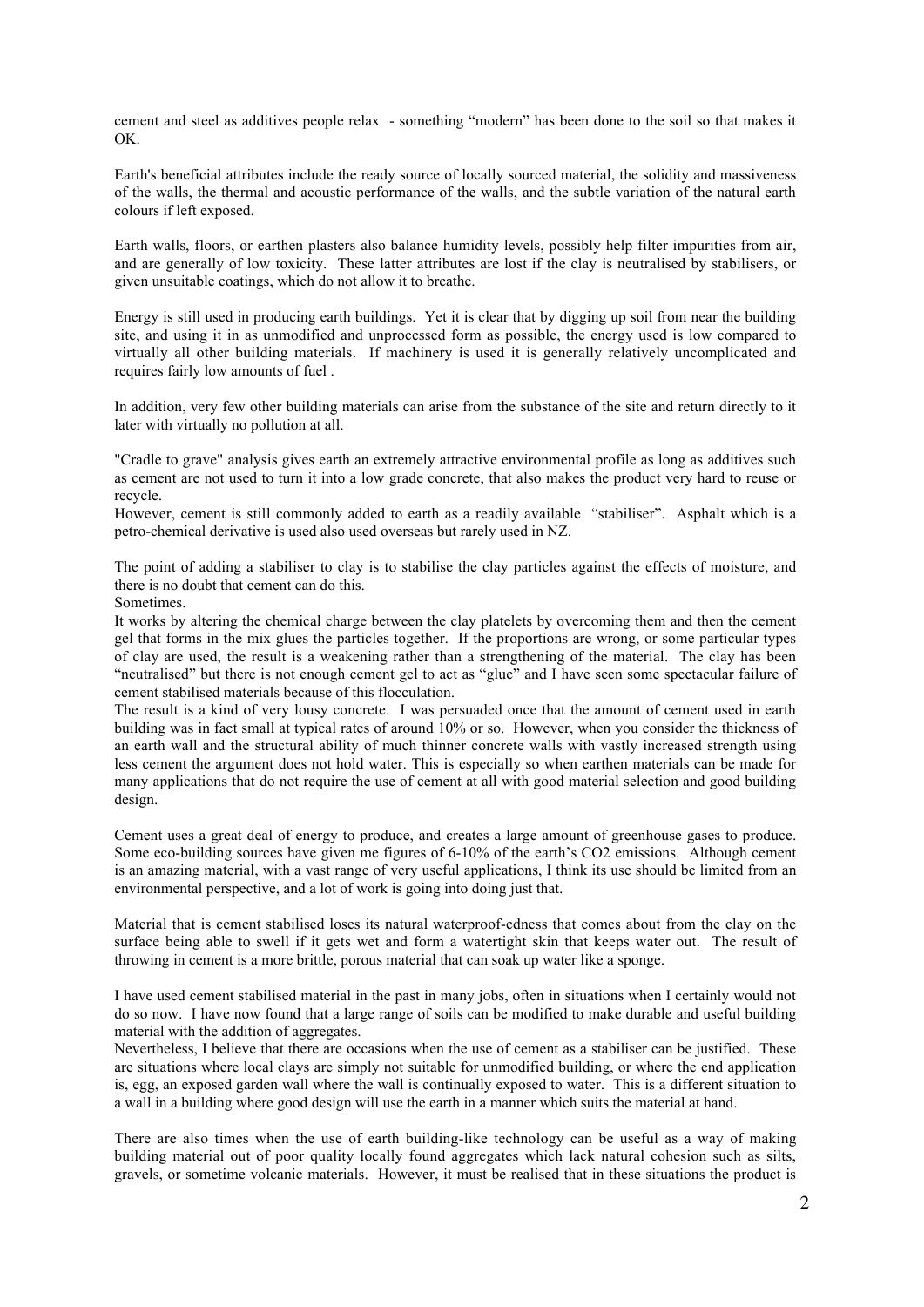cement and steel as additives people relax - something "modern" has been done to the soil so that makes it OK.

Earth's beneficial attributes include the ready source of locally sourced material, the solidity and massiveness of the walls, the thermal and acoustic performance of the walls, and the subtle variation of the natural earth colours if left exposed.

Earth walls, floors, or earthen plasters also balance humidity levels, possibly help filter impurities from air, and are generally of low toxicity. These latter attributes are lost if the clay is neutralised by stabilisers, or given unsuitable coatings, which do not allow it to breathe.

Energy is still used in producing earth buildings. Yet it is clear that by digging up soil from near the building site, and using it in as unmodified and unprocessed form as possible, the energy used is low compared to virtually all other building materials. If machinery is used it is generally relatively uncomplicated and requires fairly low amounts of fuel .

In addition, very few other building materials can arise from the substance of the site and return directly to it later with virtually no pollution at all.

"Cradle to grave" analysis gives earth an extremely attractive environmental profile as long as additives such as cement are not used to turn it into a low grade concrete, that also makes the product very hard to reuse or recycle.
However, cement is still commonly added to earth as a readily available "stabiliser". Asphalt which is a petro-chemical derivative is used also used overseas but rarely used in NZ.

The point of adding a stabiliser to clay is to stabilise the clay particles against the effects of moisture, and there is no doubt that cement can do this.
Sometimes.
It works by altering the chemical charge between the clay platelets by overcoming them and then the cement gel that forms in the mix glues the particles together. If the proportions are wrong, or some particular types of clay are used, the result is a weakening rather than a strengthening of the material. The clay has been "neutralised" but there is not enough cement gel to act as "glue" and I have seen some spectacular failure of cement stabilised materials because of this flocculation.
The result is a kind of very lousy concrete. I was persuaded once that the amount of cement used in earth building was in fact small at typical rates of around 10% or so. However, when you consider the thickness of an earth wall and the structural ability of much thinner concrete walls with vastly increased strength using less cement the argument does not hold water. This is especially so when earthen materials can be made for many applications that do not require the use of cement at all with good material selection and good building design.

Cement uses a great deal of energy to produce, and creates a large amount of greenhouse gases to produce. Some eco-building sources have given me figures of 6-10% of the earth's $CO_2$ emissions. Although cement is an amazing material, with a vast range of very useful applications, I think its use should be limited from an environmental perspective, and a lot of work is going into doing just that.

Material that is cement stabilised loses its natural waterproof-edness that comes about from the clay on the surface being able to swell if it gets wet and form a watertight skin that keeps water out. The result of throwing in cement is a more brittle, porous material that can soak up water like a sponge.

I have used cement stabilised material in the past in many jobs, often in situations when I certainly would not do so now. I have now found that a large range of soils can be modified to make durable and useful building material with the addition of aggregates.
Nevertheless, I believe that there are occasions when the use of cement as a stabiliser can be justified. These are situations where local clays are simply not suitable for unmodified building, or where the end application is, egg, an exposed garden wall where the wall is continually exposed to water. This is a different situation to a wall in a building where good design will use the earth in a manner which suits the material at hand.

There are also times when the use of earth building-like technology can be useful as a way of making building material out of poor quality locally found aggregates which lack natural cohesion such as silts, gravels, or sometime volcanic materials. However, it must be realised that in these situations the product is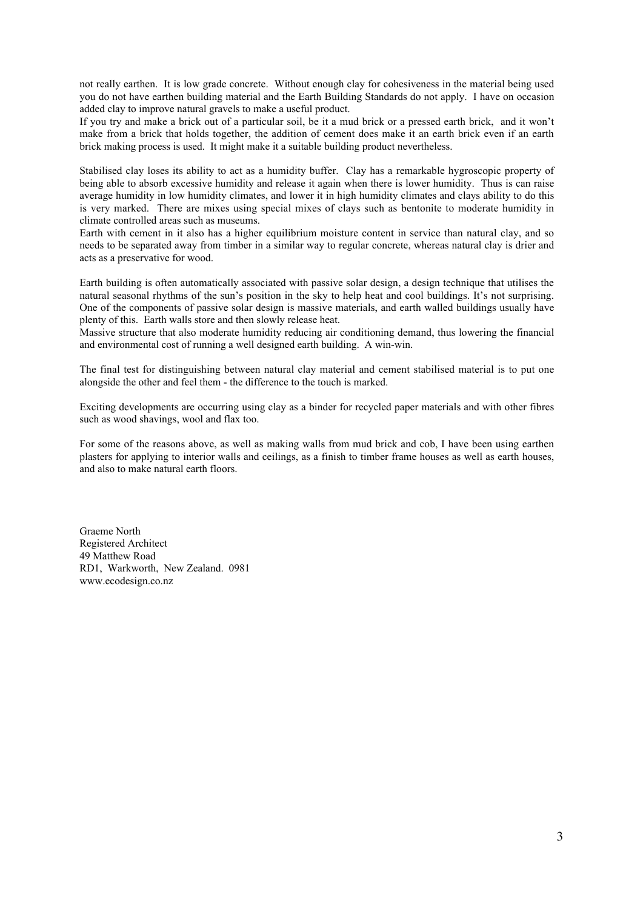not really earthen. It is low grade concrete. Without enough clay for cohesiveness in the material being used you do not have earthen building material and the Earth Building Standards do not apply. I have on occasion added clay to improve natural gravels to make a useful product.
If you try and make a brick out of a particular soil, be it a mud brick or a pressed earth brick, and it won't make from a brick that holds together, the addition of cement does make it an earth brick even if an earth brick making process is used. It might make it a suitable building product nevertheless.

Stabilised clay loses its ability to act as a humidity buffer. Clay has a remarkable hygroscopic property of being able to absorb excessive humidity and release it again when there is lower humidity. Thus is can raise average humidity in low humidity climates, and lower it in high humidity climates and clays ability to do this is very marked. There are mixes using special mixes of clays such as bentonite to moderate humidity in climate controlled areas such as museums.
Earth with cement in it also has a higher equilibrium moisture content in service than natural clay, and so needs to be separated away from timber in a similar way to regular concrete, whereas natural clay is drier and acts as a preservative for wood.

Earth building is often automatically associated with passive solar design, a design technique that utilises the natural seasonal rhythms of the sun's position in the sky to help heat and cool buildings. It's not surprising. One of the components of passive solar design is massive materials, and earth walled buildings usually have plenty of this. Earth walls store and then slowly release heat.
Massive structure that also moderate humidity reducing air conditioning demand, thus lowering the financial and environmental cost of running a well designed earth building. A win-win.

The final test for distinguishing between natural clay material and cement stabilised material is to put one alongside the other and feel them - the difference to the touch is marked.

Exciting developments are occurring using clay as a binder for recycled paper materials and with other fibres such as wood shavings, wool and flax too.

For some of the reasons above, as well as making walls from mud brick and cob, I have been using earthen plasters for applying to interior walls and ceilings, as a finish to timber frame houses as well as earth houses, and also to make natural earth floors.

Graeme North
Registered Architect
49 Matthew Road
RD1, Warkworth, New Zealand. 0981
www.ecodesign.co.nz